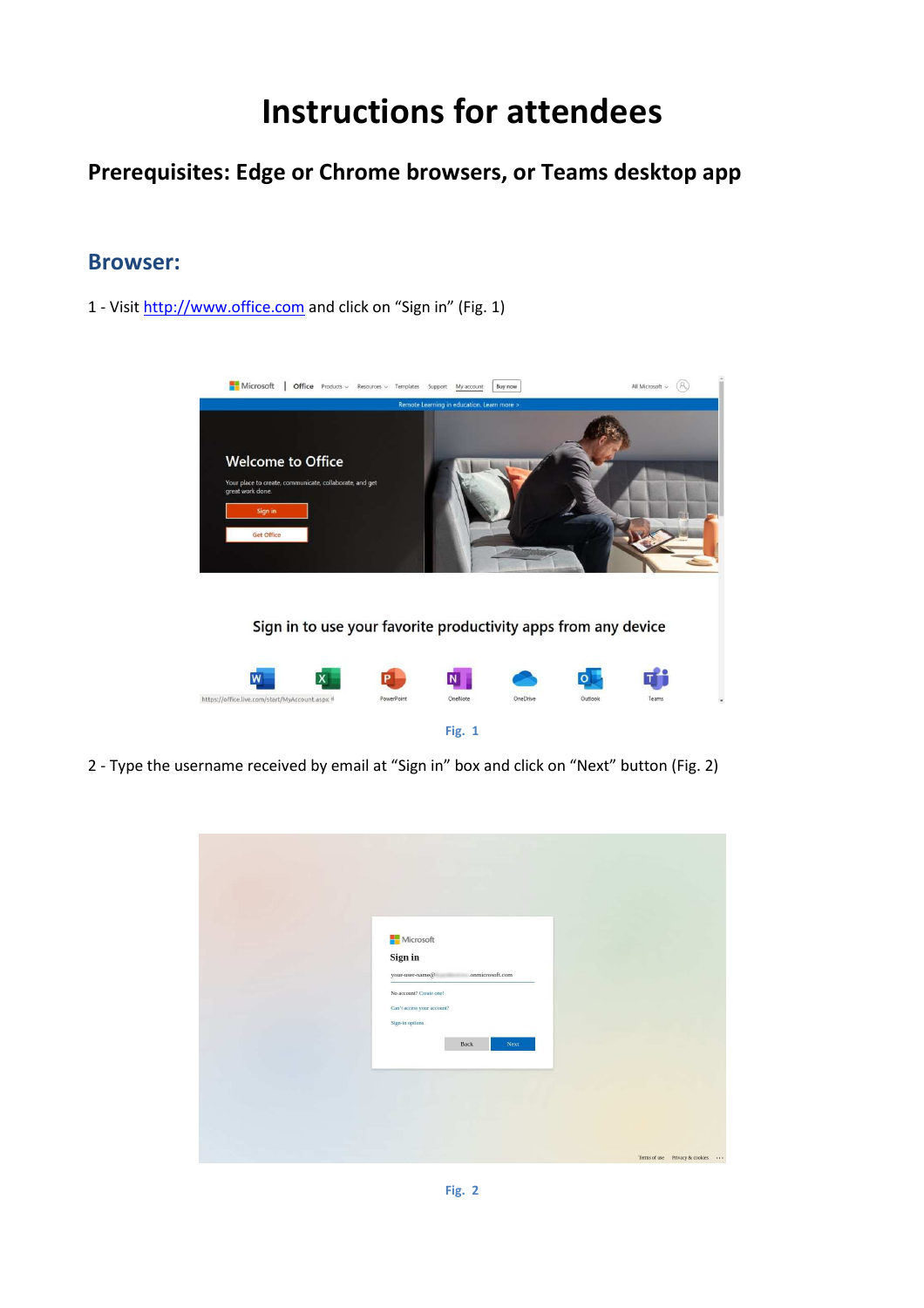# Instructions for attendees

## Prerequisites: Edge or Chrome browsers, or Teams desktop app

## Browser:

1 - Visit http://www.office.com and click on "Sign in" (Fig. 1)

Fig. 1

2 - Type the username received by email at "Sign in" box and click on "Next" button (Fig. 2)

Fig. 2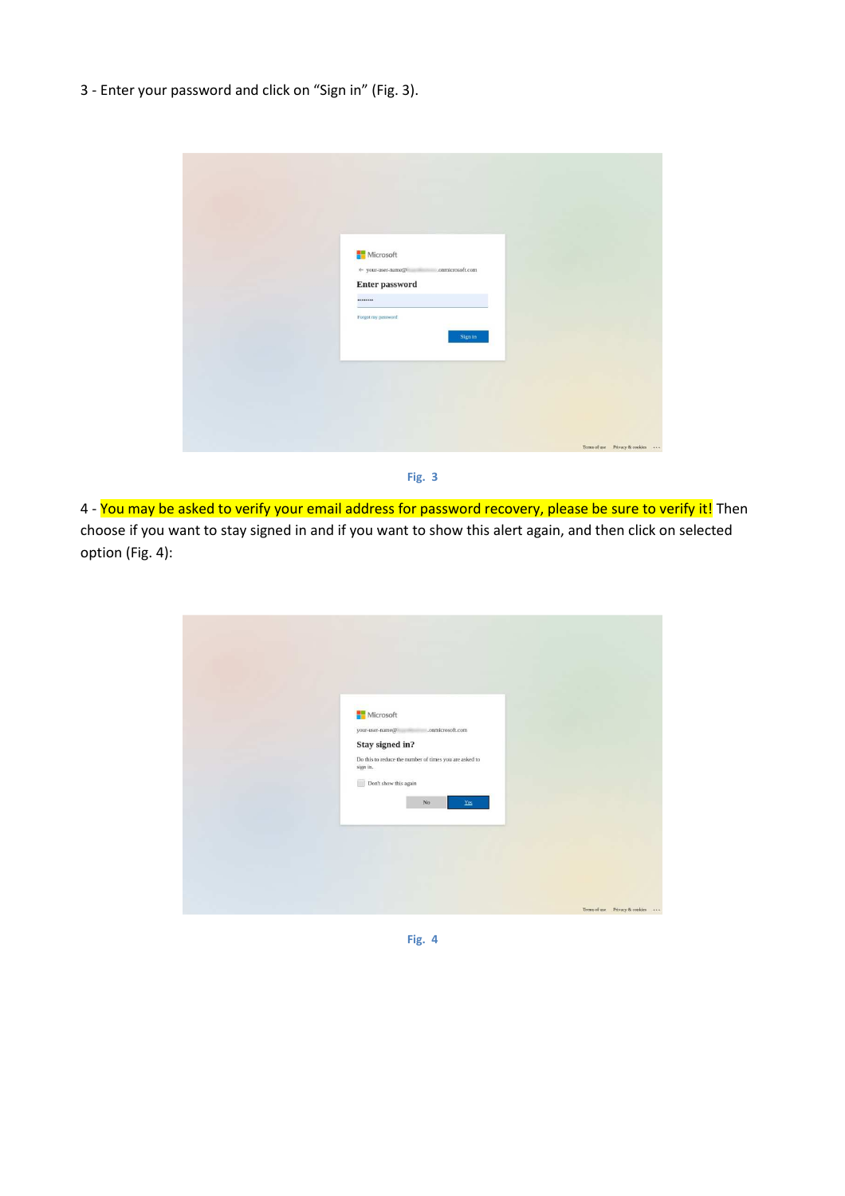3 - Enter your password and click on “Sign in” (Fig. 3).

Fig. 3

4 - You may be asked to verify your email address for password recovery, please be sure to verify it! Then choose if you want to stay signed in and if you want to show this alert again, and then click on selected option (Fig. 4):

Fig. 4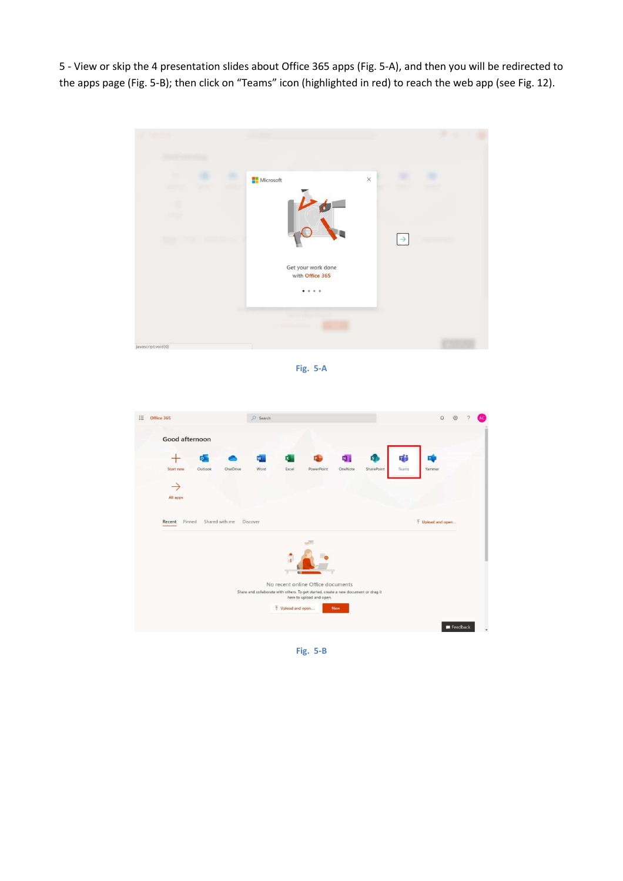5 - View or skip the 4 presentation slides about Office 365 apps (Fig. 5-A), and then you will be redirected to the apps page (Fig. 5-B); then click on “Teams” icon (highlighted in red) to reach the web app (see Fig. 12).

Fig. 5-A

Fig. 5-B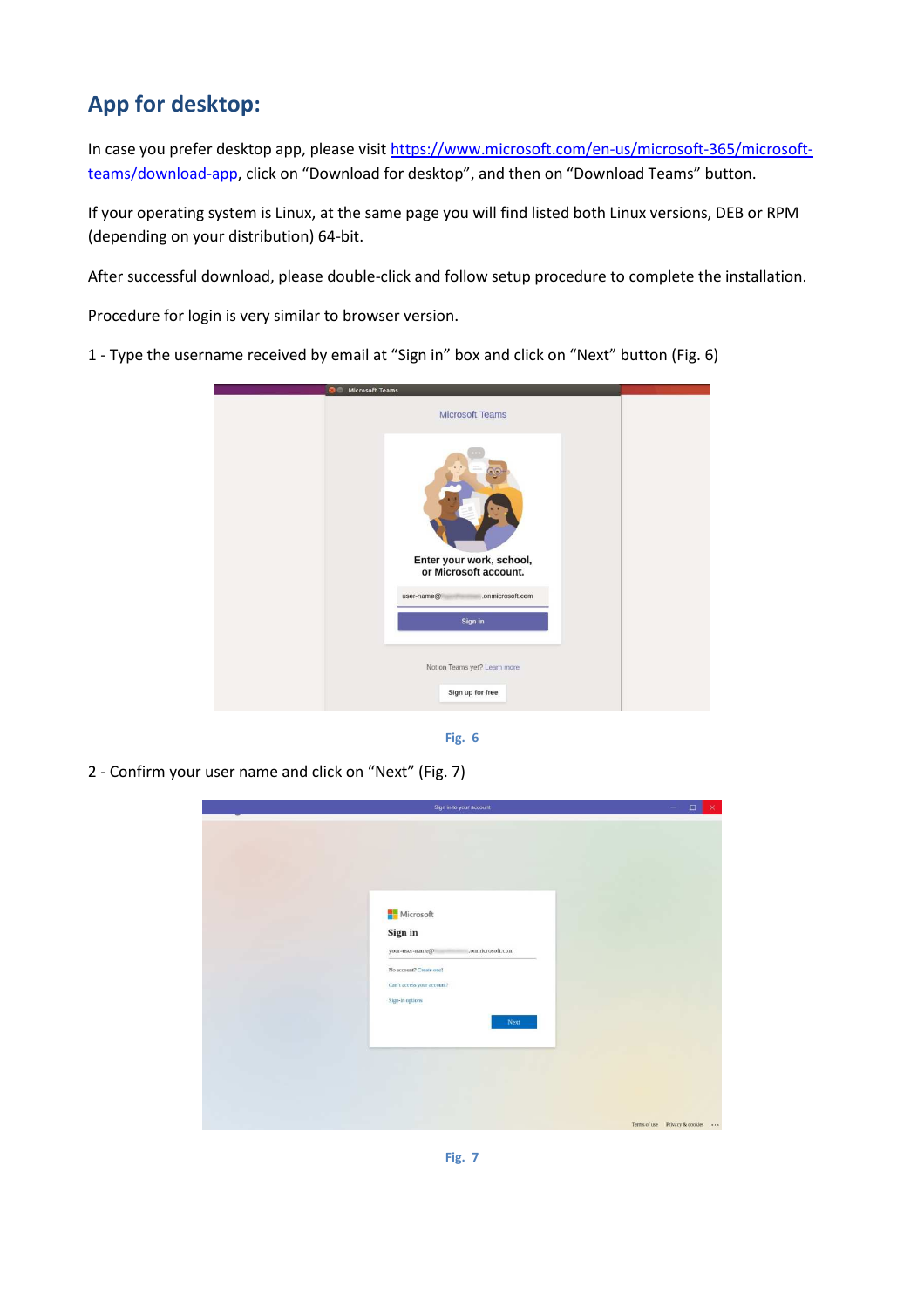## App for desktop:

In case you prefer desktop app, please visit [https://www.microsoft.com/en-us/microsoft-365/microsoft-teams/download-app](https://www.microsoft.com/en-us/microsoft-365/microsoft-teams/download-app), click on "Download for desktop", and then on "Download Teams" button.

If your operating system is Linux, at the same page you will find listed both Linux versions, DEB or RPM (depending on your distribution) 64-bit.

After successful download, please double-click and follow setup procedure to complete the installation.

Procedure for login is very similar to browser version.

1 - Type the username received by email at "Sign in" box and click on "Next" button (Fig. 6)

Fig. 6

2 - Confirm your user name and click on "Next" (Fig. 7)

Fig. 7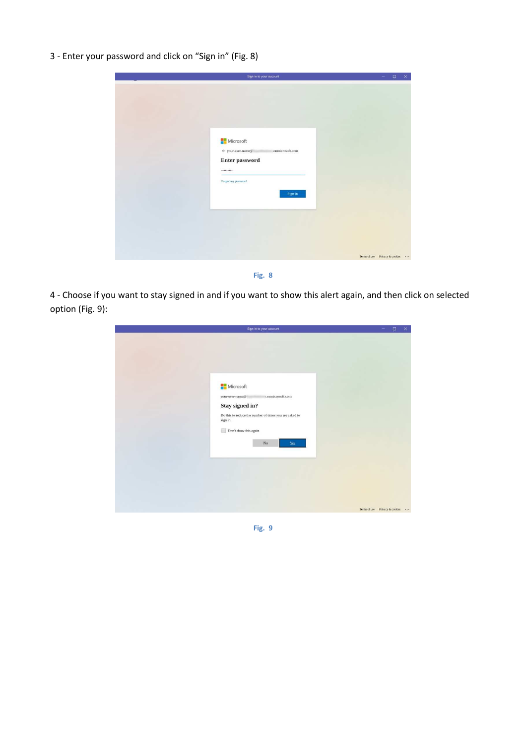3 - Enter your password and click on “Sign in” (Fig. 8)

Fig. 8

4 - Choose if you want to stay signed in and if you want to show this alert again, and then click on selected option (Fig. 9):

Fig. 9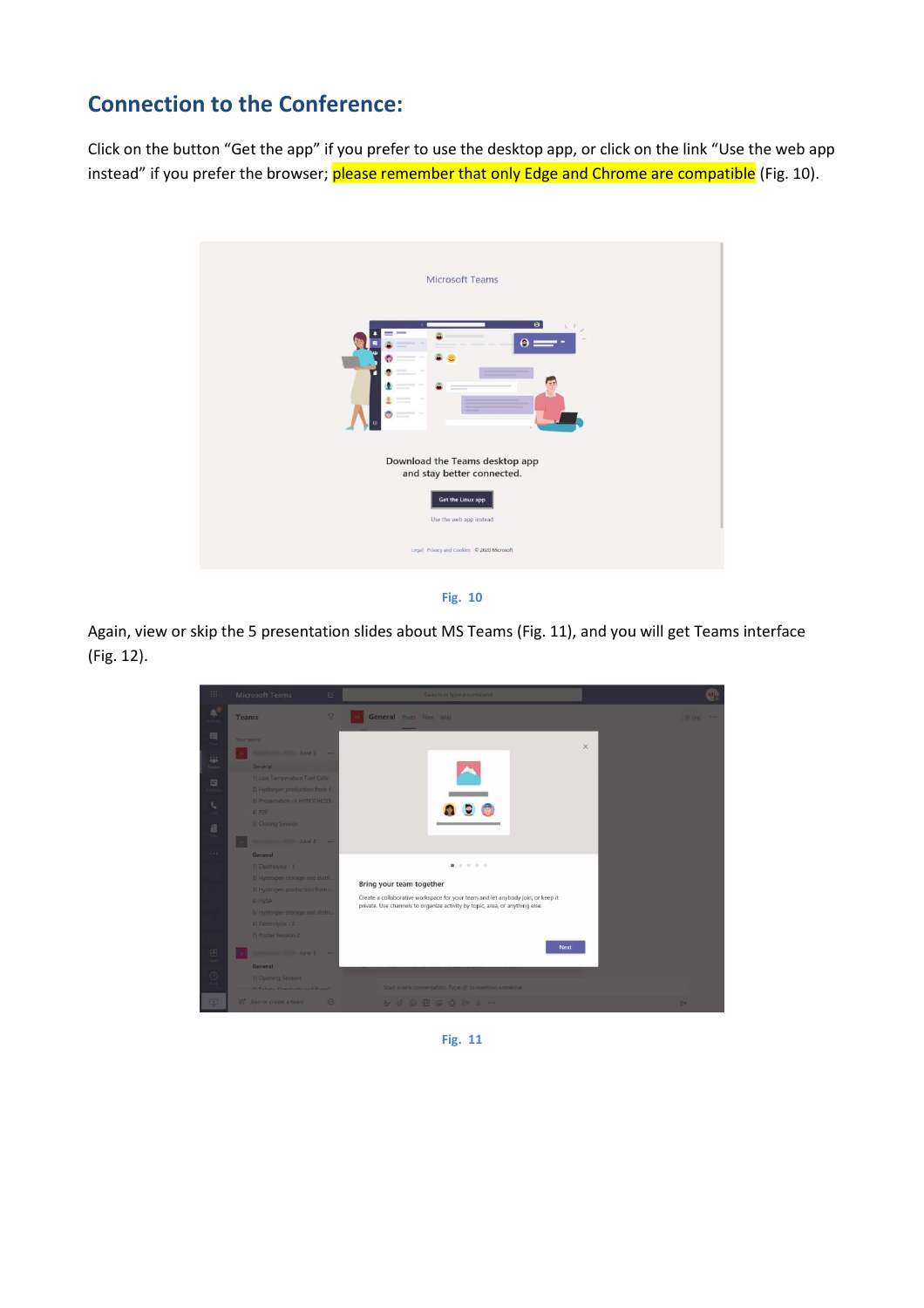## Connection to the Conference:

Click on the button "Get the app" if you prefer to use the desktop app, or click on the link "Use the web app instead" if you prefer the browser; please remember that only Edge and Chrome are compatible (Fig. 10).

Fig. 10

Again, view or skip the 5 presentation slides about MS Teams (Fig. 11), and you will get Teams interface (Fig. 12).

Fig. 11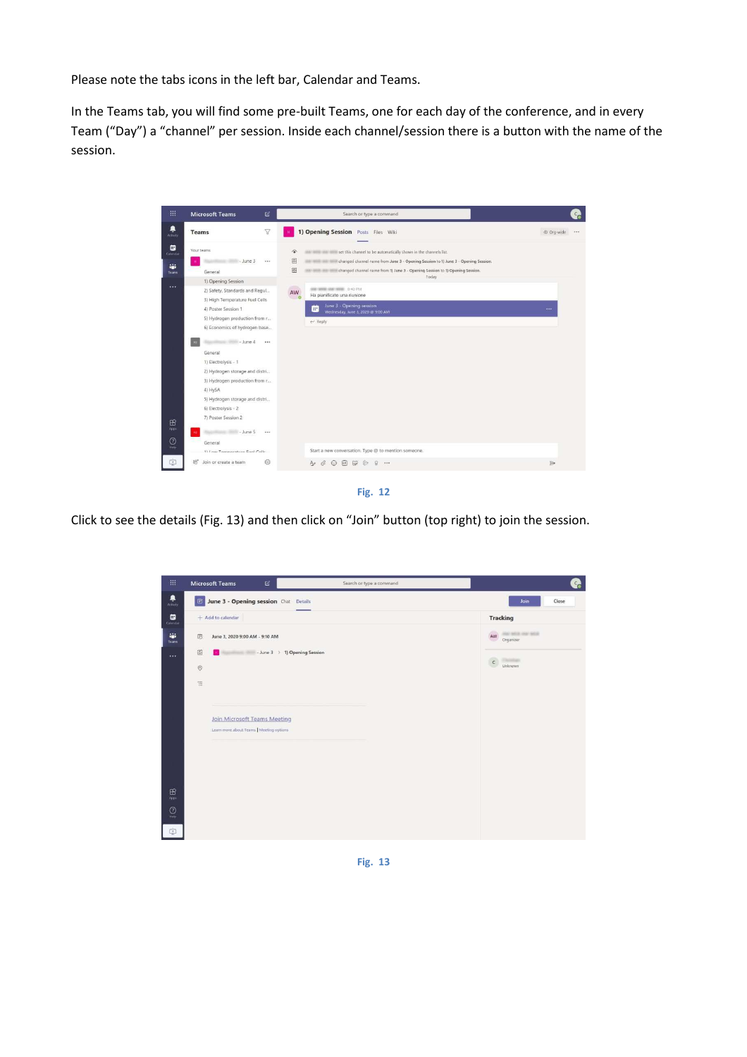Please note the tabs icons in the left bar, Calendar and Teams.

In the Teams tab, you will find some pre-built Teams, one for each day of the conference, and in every Team (“Day”) a “channel” per session. Inside each channel/session there is a button with the name of the session.

Fig. 12

Click to see the details (Fig. 13) and then click on “Join” button (top right) to join the session.

Fig. 13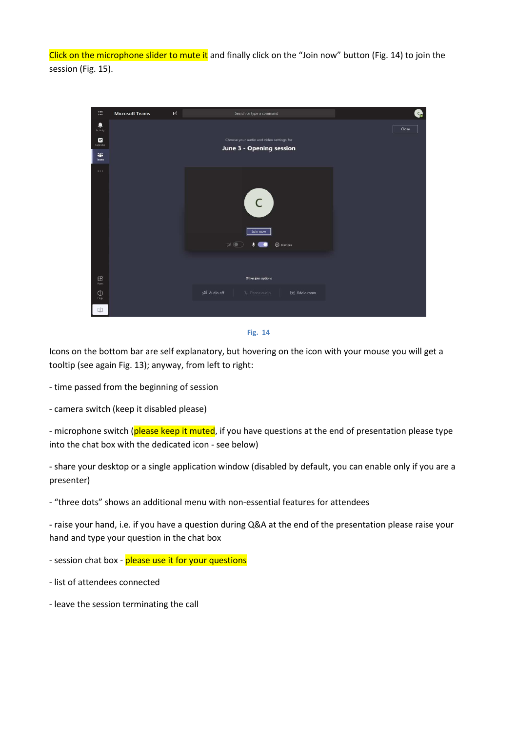Click on the microphone slider to mute it and finally click on the "Join now" button (Fig. 14) to join the session (Fig. 15).

Fig. 14

Icons on the bottom bar are self explanatory, but hovering on the icon with your mouse you will get a tooltip (see again Fig. 13); anyway, from left to right:

- time passed from the beginning of session

- camera switch (keep it disabled please)

- microphone switch (please keep it muted, if you have questions at the end of presentation please type into the chat box with the dedicated icon - see below)

- share your desktop or a single application window (disabled by default, you can enable only if you are a presenter)

- "three dots" shows an additional menu with non-essential features for attendees

- raise your hand, i.e. if you have a question during Q&A at the end of the presentation please raise your hand and type your question in the chat box

- session chat box - please use it for your questions

- list of attendees connected

- leave the session terminating the call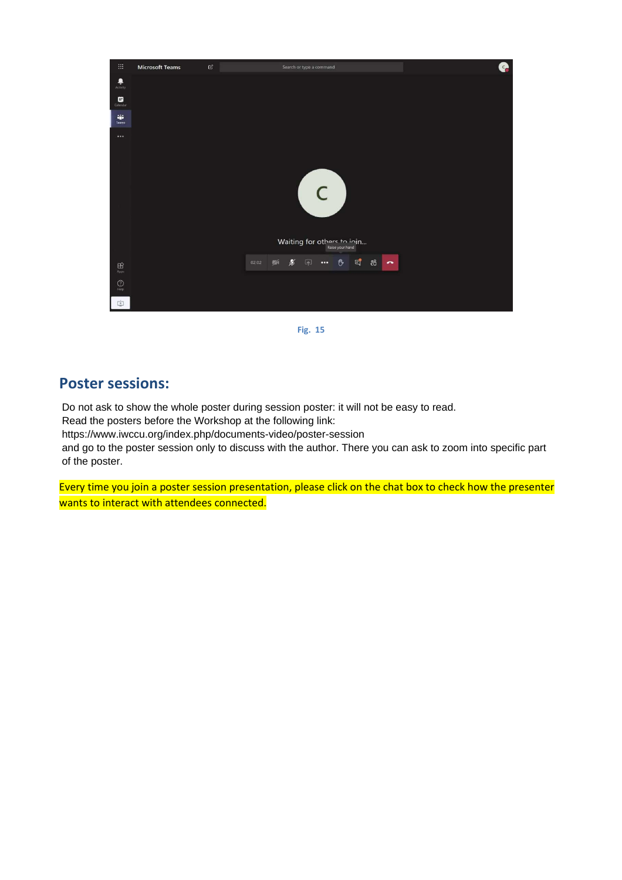Fig. 15

## Poster sessions:

Do not ask to show the whole poster during session poster: it will not be easy to read.
Read the posters before the Workshop at the following link:
https://www.iwccu.org/index.php/documents-video/poster-session
and go to the poster session only to discuss with the author. There you can ask to zoom into specific part of the poster.

Every time you join a poster session presentation, please click on the chat box to check how the presenter wants to interact with attendees connected.